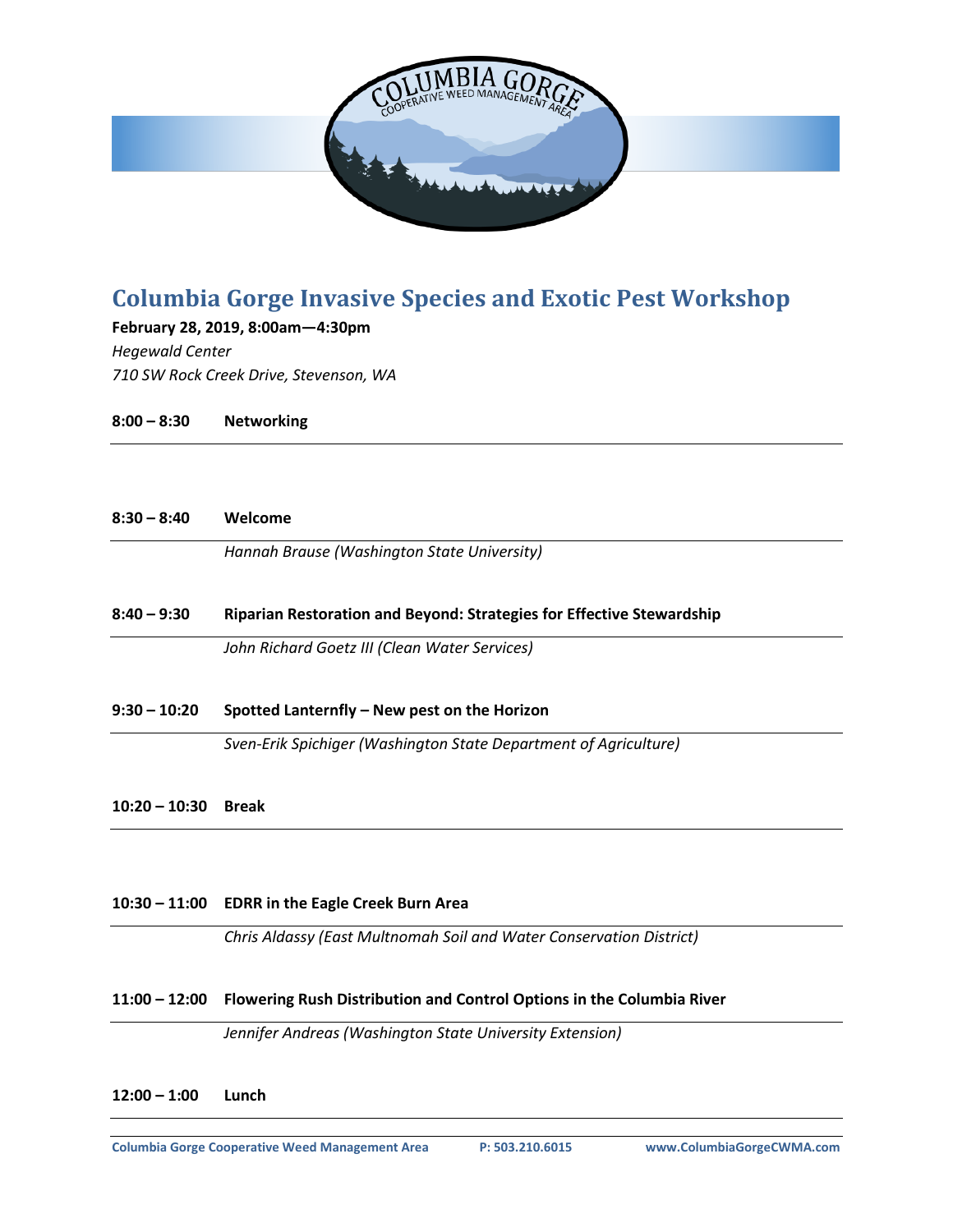# Columbia Gorge Invasive Species and Exotic Pest Workshop

**February 28, 2019, 8:00am—4:30pm**

*Hegewald Center*

*710 SW Rock Creek Drive, Stevenson, WA*

**8:00 – 8:30** **Networking**

**8:30 – 8:40** **Welcome**

*Hannah Brause (Washington State University)*

**8:40 – 9:30** **Riparian Restoration and Beyond: Strategies for Effective Stewardship**

*John Richard Goetz III (Clean Water Services)*

**9:30 – 10:20** **Spotted Lanternfly – New pest on the Horizon**

*Sven-Erik Spichiger (Washington State Department of Agriculture)*

**10:20 – 10:30** **Break**

**10:30 – 11:00** **EDRR in the Eagle Creek Burn Area**

*Chris Aldassy (East Multnomah Soil and Water Conservation District)*

**11:00 – 12:00** **Flowering Rush Distribution and Control Options in the Columbia River**

*Jennifer Andreas (Washington State University Extension)*

**12:00 – 1:00** **Lunch**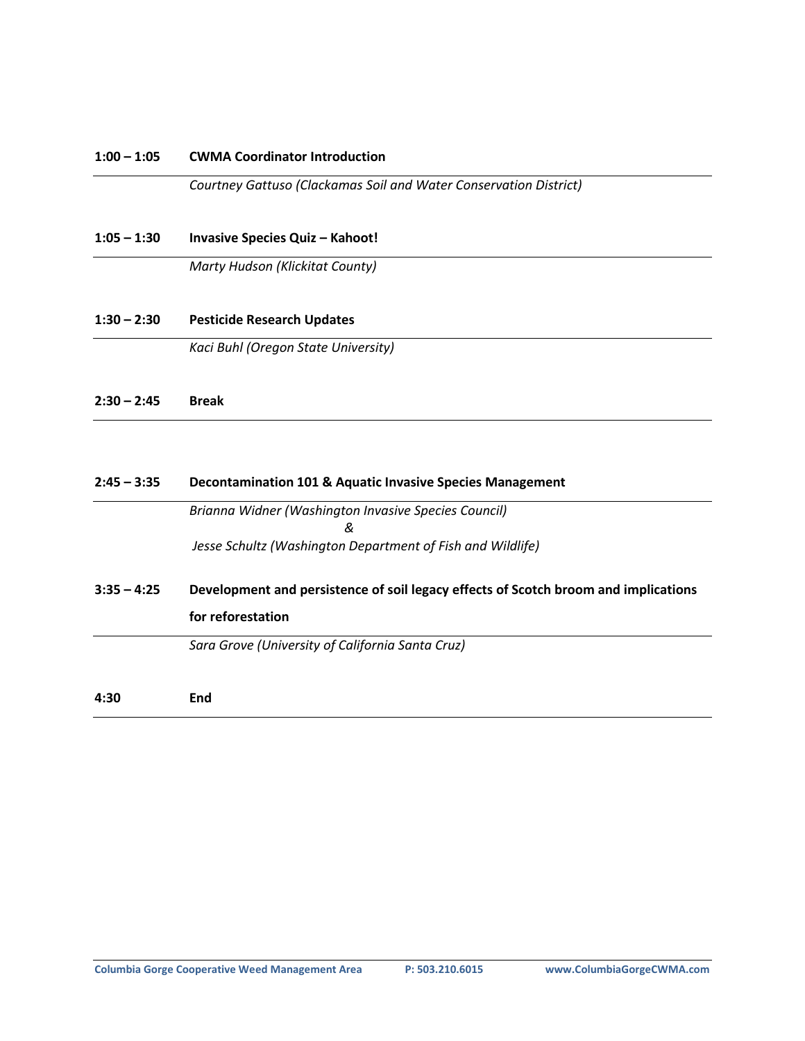**1:00 – 1:05** **CWMA Coordinator Introduction**

*Courtney Gattuso (Clackamas Soil and Water Conservation District)*

**1:05 – 1:30** **Invasive Species Quiz – Kahoot!**

*Marty Hudson (Klickitat County)*

**1:30 – 2:30** **Pesticide Research Updates**

*Kaci Buhl (Oregon State University)*

**2:30 – 2:45** **Break**

**2:45 – 3:35** **Decontamination 101 & Aquatic Invasive Species Management**

*Brianna Widner (Washington Invasive Species Council)*

*&*

*Jesse Schultz (Washington Department of Fish and Wildlife)*

**3:35 – 4:25** **Development and persistence of soil legacy effects of Scotch broom and implications for reforestation**

*Sara Grove (University of California Santa Cruz)*

**4:30** **End**